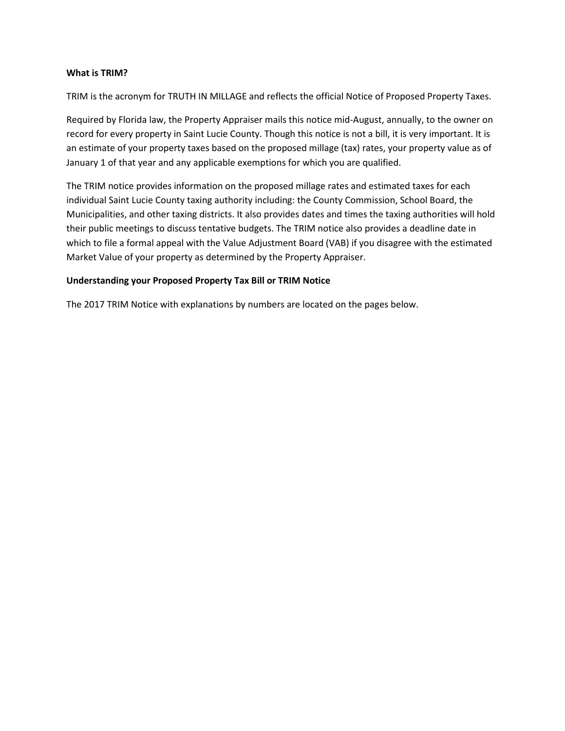**What is TRIM?**

TRIM is the acronym for TRUTH IN MILLAGE and reflects the official Notice of Proposed Property Taxes.

Required by Florida law, the Property Appraiser mails this notice mid-August, annually, to the owner on record for every property in Saint Lucie County. Though this notice is not a bill, it is very important. It is an estimate of your property taxes based on the proposed millage (tax) rates, your property value as of January 1 of that year and any applicable exemptions for which you are qualified.

The TRIM notice provides information on the proposed millage rates and estimated taxes for each individual Saint Lucie County taxing authority including: the County Commission, School Board, the Municipalities, and other taxing districts. It also provides dates and times the taxing authorities will hold their public meetings to discuss tentative budgets. The TRIM notice also provides a deadline date in which to file a formal appeal with the Value Adjustment Board (VAB) if you disagree with the estimated Market Value of your property as determined by the Property Appraiser.

**Understanding your Proposed Property Tax Bill or TRIM Notice**

The 2017 TRIM Notice with explanations by numbers are located on the pages below.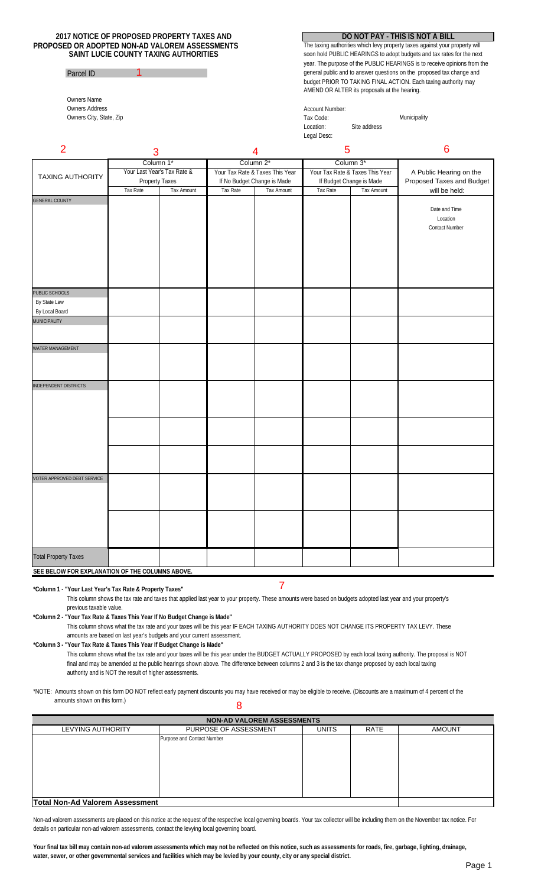**2017 NOTICE OF PROPOSED PROPERTY TAXES AND PROPOSED OR ADOPTED NON-AD VALOREM ASSESSMENTS SAINT LUCIE COUNTY TAXING AUTHORITIES**

Parcel ID 1

Owners Name
Owners Address
Owners City, State, Zip

**DO NOT PAY - THIS IS NOT A BILL**

The taxing authorities which levy property taxes against your property will soon hold PUBLIC HEARINGS to adopt budgets and tax rates for the next year. The purpose of the PUBLIC HEARINGS is to receive opinions from the general public and to answer questions on the proposed tax change and budget PRIOR TO TAKING FINAL ACTION. Each taxing authority may AMEND OR ALTER its proposals at the hearing.

Account Number:
Tax Code: Municipality
Location: Site address
Legal Desc:

| 2 | 3 | | 4 | | 5 | | 6 |
|---|---|---|---|---|---|---|---|
| TAXING AUTHORITY | Column 1* Your Last Year's Tax Rate & Property Taxes | | Column 2* Your Tax Rate & Taxes This Year If No Budget Change is Made | | Column 3* Your Tax Rate & Taxes This Year If Budget Change is Made | | A Public Hearing on the Proposed Taxes and Budget will be held: |
| | Tax Rate | Tax Amount | Tax Rate | Tax Amount | Tax Rate | Tax Amount | |
| GENERAL COUNTY | | | | | | | Date and Time Location Contact Number |
| PUBLIC SCHOOLS By State Law By Local Board | | | | | | | |
| MUNICIPALITY | | | | | | | |
| WATER MANAGEMENT | | | | | | | |
| INDEPENDENT DISTRICTS | | | | | | | |
| | | | | | | | |
| | | | | | | | |
| VOTER APPROVED DEBT SERVICE | | | | | | | |
| | | | | | | | |
| Total Property Taxes | | | | | | | |

**SEE BELOW FOR EXPLANATION OF THE COLUMNS ABOVE.**

7

**\*Column 1 - "Your Last Year's Tax Rate & Property Taxes"**

This column shows the tax rate and taxes that applied last year to your property. These amounts were based on budgets adopted last year and your property's previous taxable value.

**\*Column 2 - "Your Tax Rate & Taxes This Year If No Budget Change is Made"**

This column shows what the tax rate and your taxes will be this year IF EACH TAXING AUTHORITY DOES NOT CHANGE ITS PROPERTY TAX LEVY. These amounts are based on last year's budgets and your current assessment.

**\*Column 3 - "Your Tax Rate & Taxes This Year If Budget Change is Made"**

This column shows what the tax rate and your taxes will be this year under the BUDGET ACTUALLY PROPOSED by each local taxing authority. The proposal is NOT final and may be amended at the public hearings shown above. The difference between columns 2 and 3 is the tax change proposed by each local taxing authority and is NOT the result of higher assessments.

\*NOTE: Amounts shown on this form DO NOT reflect early payment discounts you may have received or may be eligible to receive. (Discounts are a maximum of 4 percent of the amounts shown on this form.)

8

| NON-AD VALOREM ASSESSMENTS | | | | |
|---|---|---|---|---|
| LEVYING AUTHORITY | PURPOSE OF ASSESSMENT | UNITS | RATE | AMOUNT |
| | Purpose and Contact Number | | | |
| **Total Non-Ad Valorem Assessment** | | | | |

Non-ad valorem assessments are placed on this notice at the request of the respective local governing boards. Your tax collector will be including them on the November tax notice. For details on particular non-ad valorem assessments, contact the levying local governing board.

**Your final tax bill may contain non-ad valorem assessments which may not be reflected on this notice, such as assessments for roads, fire, garbage, lighting, drainage, water, sewer, or other governmental services and facilities which may be levied by your county, city or any special district.**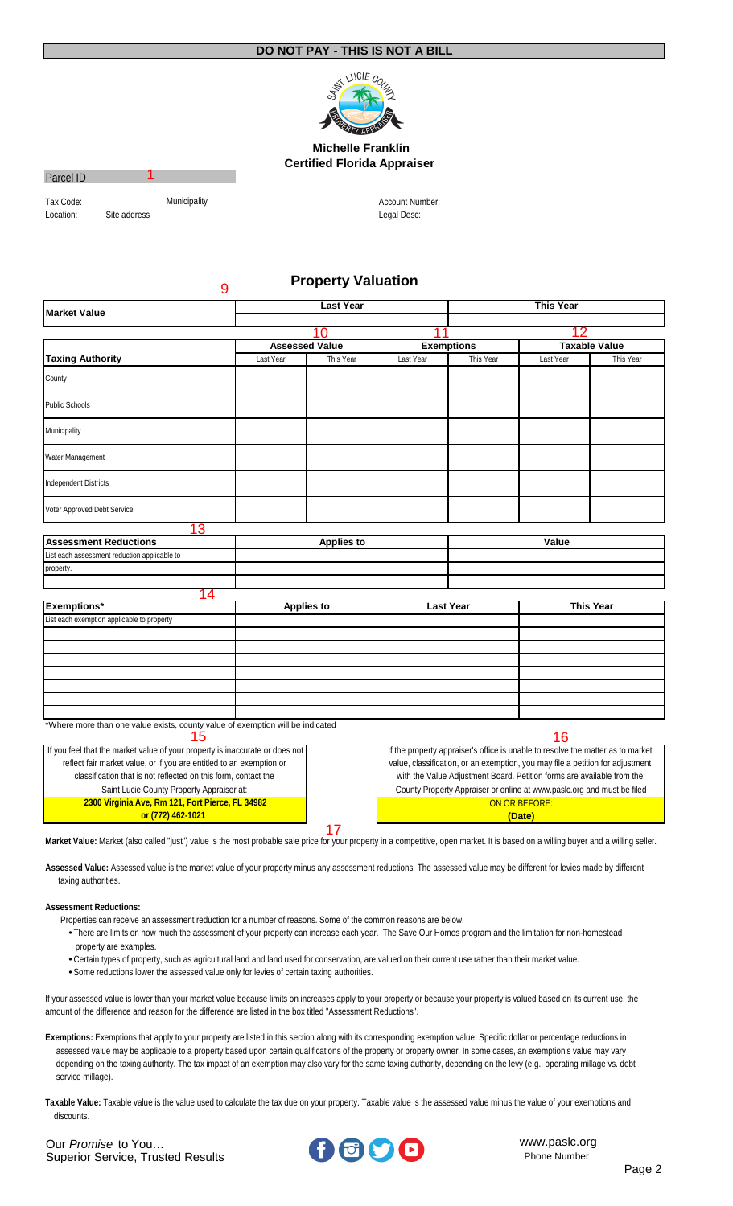**DO NOT PAY - THIS IS NOT A BILL**

**Michelle Franklin**
**Certified Florida Appraiser**

Parcel ID 1

Tax Code: Municipality

Location: Site address

Account Number:

Legal Desc:

## Property Valuation

9

| Market Value | Last Year | | This Year | |
|---|---|---|---|---|
| | | | | |

| | 10 | | 11 | | 12 | |
|---|---|---|---|---|---|---|
| | **Assessed Value** | | **Exemptions** | | **Taxable Value** | |
| **Taxing Authority** | Last Year | This Year | Last Year | This Year | Last Year | This Year |
| County | | | | | | |
| Public Schools | | | | | | |
| Municipality | | | | | | |
| Water Management | | | | | | |
| Independent Districts | | | | | | |
| Voter Approved Debt Service | | | | | | |

13

| Assessment Reductions | Applies to | Value |
|---|---|---|
| List each assessment reduction applicable to | | |
| property. | | |
| | | |

14

| Exemptions* | Applies to | Last Year | This Year |
|---|---|---|---|
| List each exemption applicable to property | | | |
| | | | |
| | | | |
| | | | |
| | | | |
| | | | |
| | | | |
| | | | |

*Where more than one value exists, county value of exemption will be indicated

15

If you feel that the market value of your property is inaccurate or does not reflect fair market value, or if you are entitled to an exemption or classification that is not reflected on this form, contact the Saint Lucie County Property Appraiser at:

**2300 Virginia Ave, Rm 121, Fort Pierce, FL 34982**
**or (772) 462-1021**

16

If the property appraiser's office is unable to resolve the matter as to market value, classification, or an exemption, you may file a petition for adjustment with the Value Adjustment Board. Petition forms are available from the County Property Appraiser or online at www.paslc.org and must be filed

ON OR BEFORE:
**(Date)**

17

**Market Value:** Market (also called "just") value is the most probable sale price for your property in a competitive, open market. It is based on a willing buyer and a willing seller.

**Assessed Value:** Assessed value is the market value of your property minus any assessment reductions. The assessed value may be different for levies made by different taxing authorities.

**Assessment Reductions:**

Properties can receive an assessment reduction for a number of reasons. Some of the common reasons are below.

- There are limits on how much the assessment of your property can increase each year. The Save Our Homes program and the limitation for non-homestead property are examples.
- Certain types of property, such as agricultural land and land used for conservation, are valued on their current use rather than their market value.
- Some reductions lower the assessed value only for levies of certain taxing authorities.

If your assessed value is lower than your market value because limits on increases apply to your property or because your property is valued based on its current use, the amount of the difference and reason for the difference are listed in the box titled "Assessment Reductions".

**Exemptions:** Exemptions that apply to your property are listed in this section along with its corresponding exemption value. Specific dollar or percentage reductions in assessed value may be applicable to a property based upon certain qualifications of the property or property owner. In some cases, an exemption's value may vary depending on the taxing authority. The tax impact of an exemption may also vary for the same taxing authority, depending on the levy (e.g., operating millage vs. debt service millage).

**Taxable Value:** Taxable value is the value used to calculate the tax due on your property. Taxable value is the assessed value minus the value of your exemptions and discounts.

Our *Promise* to You…
Superior Service, Trusted Results

www.paslc.org
Phone Number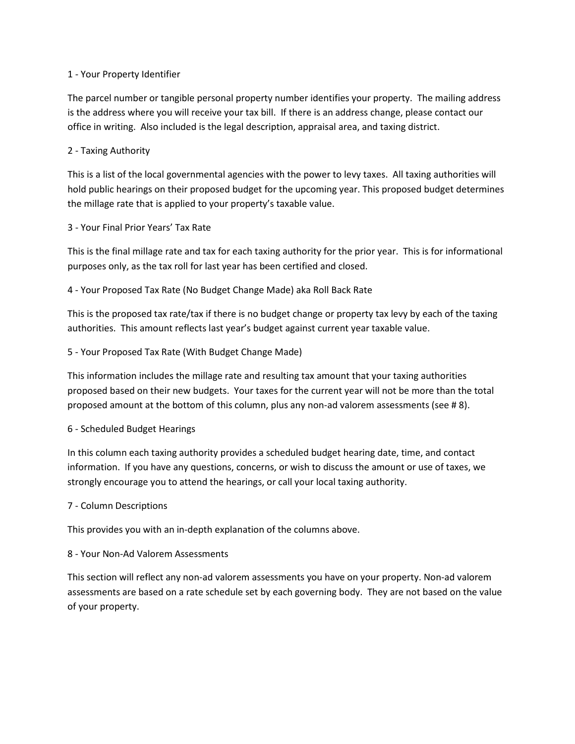## 1 - Your Property Identifier

The parcel number or tangible personal property number identifies your property. The mailing address is the address where you will receive your tax bill. If there is an address change, please contact our office in writing. Also included is the legal description, appraisal area, and taxing district.

## 2 - Taxing Authority

This is a list of the local governmental agencies with the power to levy taxes. All taxing authorities will hold public hearings on their proposed budget for the upcoming year. This proposed budget determines the millage rate that is applied to your property's taxable value.

## 3 - Your Final Prior Years' Tax Rate

This is the final millage rate and tax for each taxing authority for the prior year. This is for informational purposes only, as the tax roll for last year has been certified and closed.

## 4 - Your Proposed Tax Rate (No Budget Change Made) aka Roll Back Rate

This is the proposed tax rate/tax if there is no budget change or property tax levy by each of the taxing authorities. This amount reflects last year's budget against current year taxable value.

## 5 - Your Proposed Tax Rate (With Budget Change Made)

This information includes the millage rate and resulting tax amount that your taxing authorities proposed based on their new budgets. Your taxes for the current year will not be more than the total proposed amount at the bottom of this column, plus any non-ad valorem assessments (see # 8).

## 6 - Scheduled Budget Hearings

In this column each taxing authority provides a scheduled budget hearing date, time, and contact information. If you have any questions, concerns, or wish to discuss the amount or use of taxes, we strongly encourage you to attend the hearings, or call your local taxing authority.

## 7 - Column Descriptions

This provides you with an in-depth explanation of the columns above.

## 8 - Your Non-Ad Valorem Assessments

This section will reflect any non-ad valorem assessments you have on your property. Non-ad valorem assessments are based on a rate schedule set by each governing body. They are not based on the value of your property.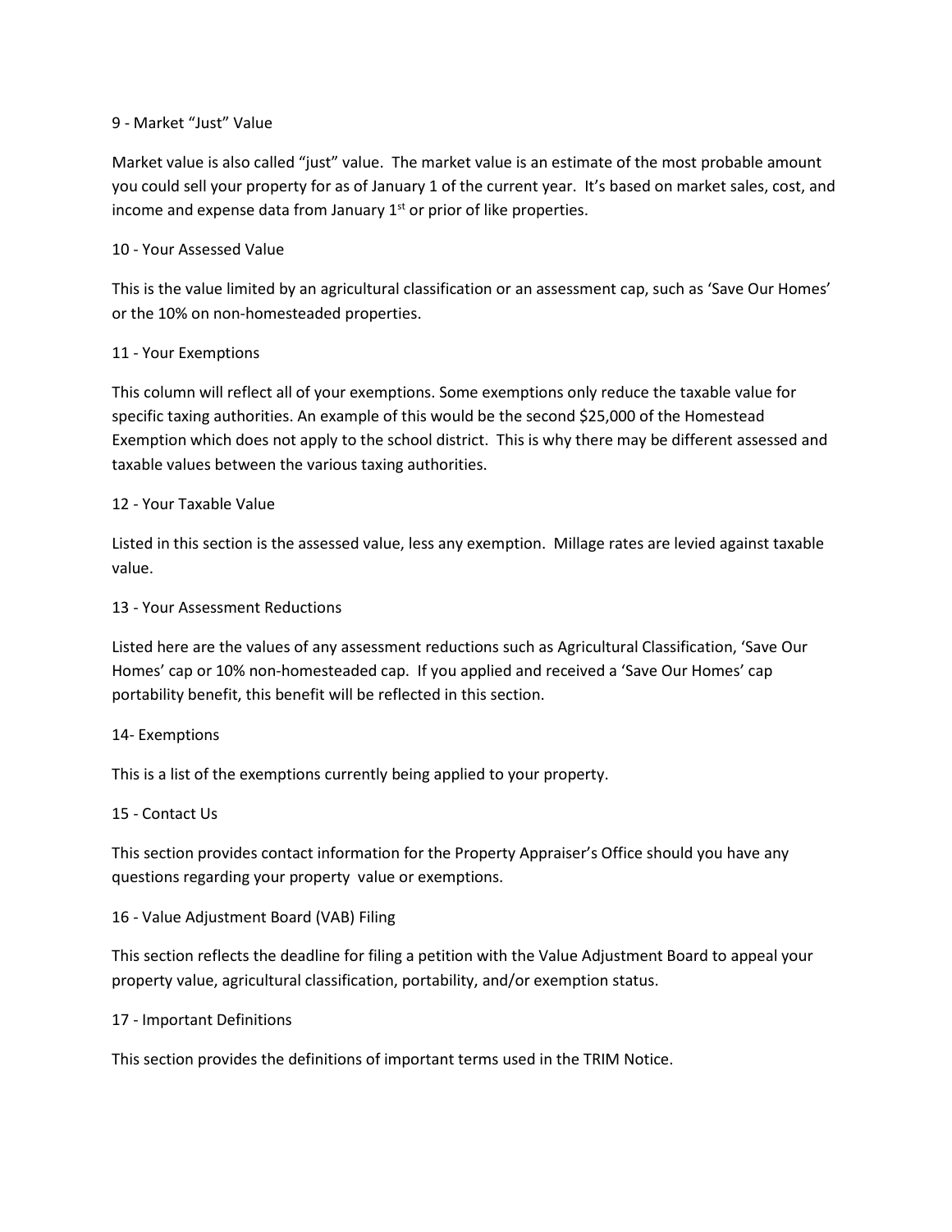9 - Market "Just" Value

Market value is also called "just" value. The market value is an estimate of the most probable amount you could sell your property for as of January 1 of the current year. It's based on market sales, cost, and income and expense data from January 1st or prior of like properties.

10 - Your Assessed Value

This is the value limited by an agricultural classification or an assessment cap, such as 'Save Our Homes' or the 10% on non-homesteaded properties.

11 - Your Exemptions

This column will reflect all of your exemptions. Some exemptions only reduce the taxable value for specific taxing authorities. An example of this would be the second $25,000 of the Homestead Exemption which does not apply to the school district. This is why there may be different assessed and taxable values between the various taxing authorities.

12 - Your Taxable Value

Listed in this section is the assessed value, less any exemption. Millage rates are levied against taxable value.

13 - Your Assessment Reductions

Listed here are the values of any assessment reductions such as Agricultural Classification, 'Save Our Homes' cap or 10% non-homesteaded cap. If you applied and received a 'Save Our Homes' cap portability benefit, this benefit will be reflected in this section.

14- Exemptions

This is a list of the exemptions currently being applied to your property.

15 - Contact Us

This section provides contact information for the Property Appraiser's Office should you have any questions regarding your property value or exemptions.

16 - Value Adjustment Board (VAB) Filing

This section reflects the deadline for filing a petition with the Value Adjustment Board to appeal your property value, agricultural classification, portability, and/or exemption status.

17 - Important Definitions

This section provides the definitions of important terms used in the TRIM Notice.